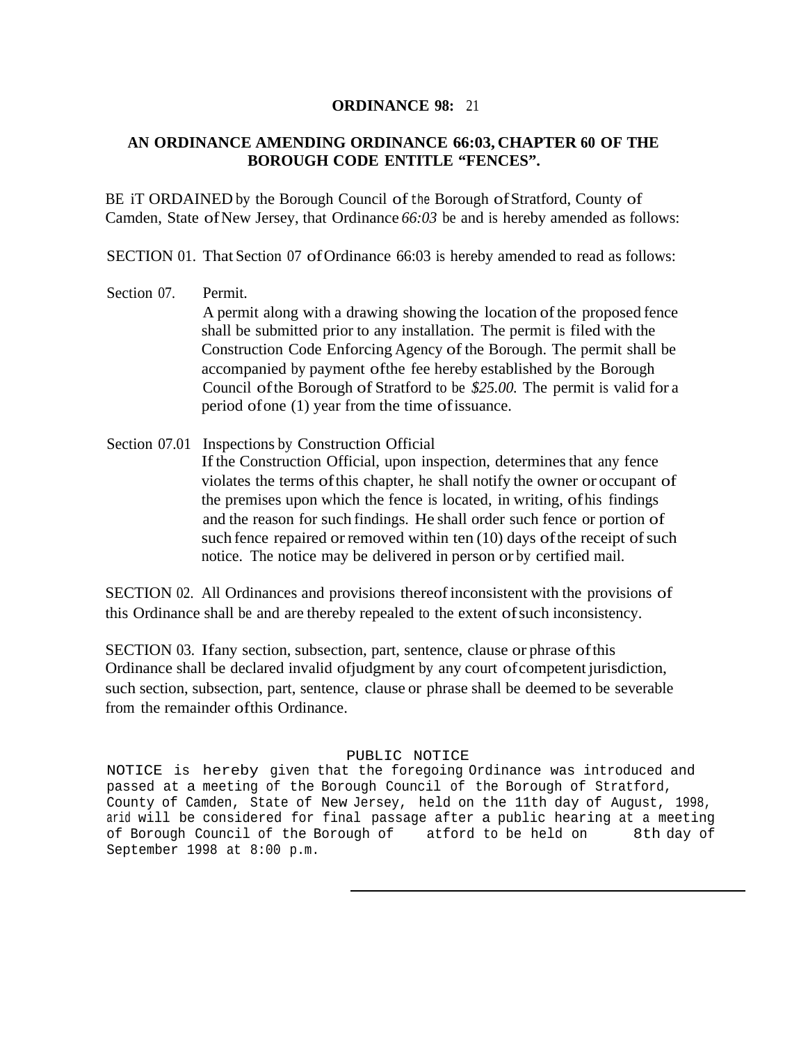**ORDINANCE 98:** 21

**AN ORDINANCE AMENDING ORDINANCE 66:03, CHAPTER 60 OF THE BOROUGH CODE ENTITLE "FENCES".**

BE iT ORDAINED by the Borough Council of the Borough of Stratford, County of Camden, State of New Jersey, that Ordinance *66:03* be and is hereby amended as follows:

SECTION 01. That Section 07 of Ordinance 66:03 is hereby amended to read as follows:

Section 07. Permit.

A permit along with a drawing showing the location of the proposed fence shall be submitted prior to any installation. The permit is filed with the Construction Code Enforcing Agency of the Borough. The permit shall be accompanied by payment of the fee hereby established by the Borough Council of the Borough of Stratford to be *$25.00.* The permit is valid for a period of one (1) year from the time of issuance.

Section 07.01 Inspections by Construction Official

If the Construction Official, upon inspection, determines that any fence violates the terms of this chapter, he shall notify the owner or occupant of the premises upon which the fence is located, in writing, of his findings and the reason for such findings. He shall order such fence or portion of such fence repaired or removed within ten (10) days of the receipt of such notice. The notice may be delivered in person or by certified mail.

SECTION 02. All Ordinances and provisions thereof inconsistent with the provisions of this Ordinance shall be and are thereby repealed to the extent of such inconsistency.

SECTION 03. If any section, subsection, part, sentence, clause or phrase of this Ordinance shall be declared invalid of judgment by any court of competent jurisdiction, such section, subsection, part, sentence, clause or phrase shall be deemed to be severable from the remainder of this Ordinance.

PUBLIC NOTICE

NOTICE is hereby given that the foregoing Ordinance was introduced and passed at a meeting of the Borough Council of the Borough of Stratford, County of Camden, State of New Jersey, held on the 11th day of August, 1998, arid will be considered for final passage after a public hearing at a meeting of Borough Council of the Borough of atford to be held on 8th day of September 1998 at 8:00 p.m.

---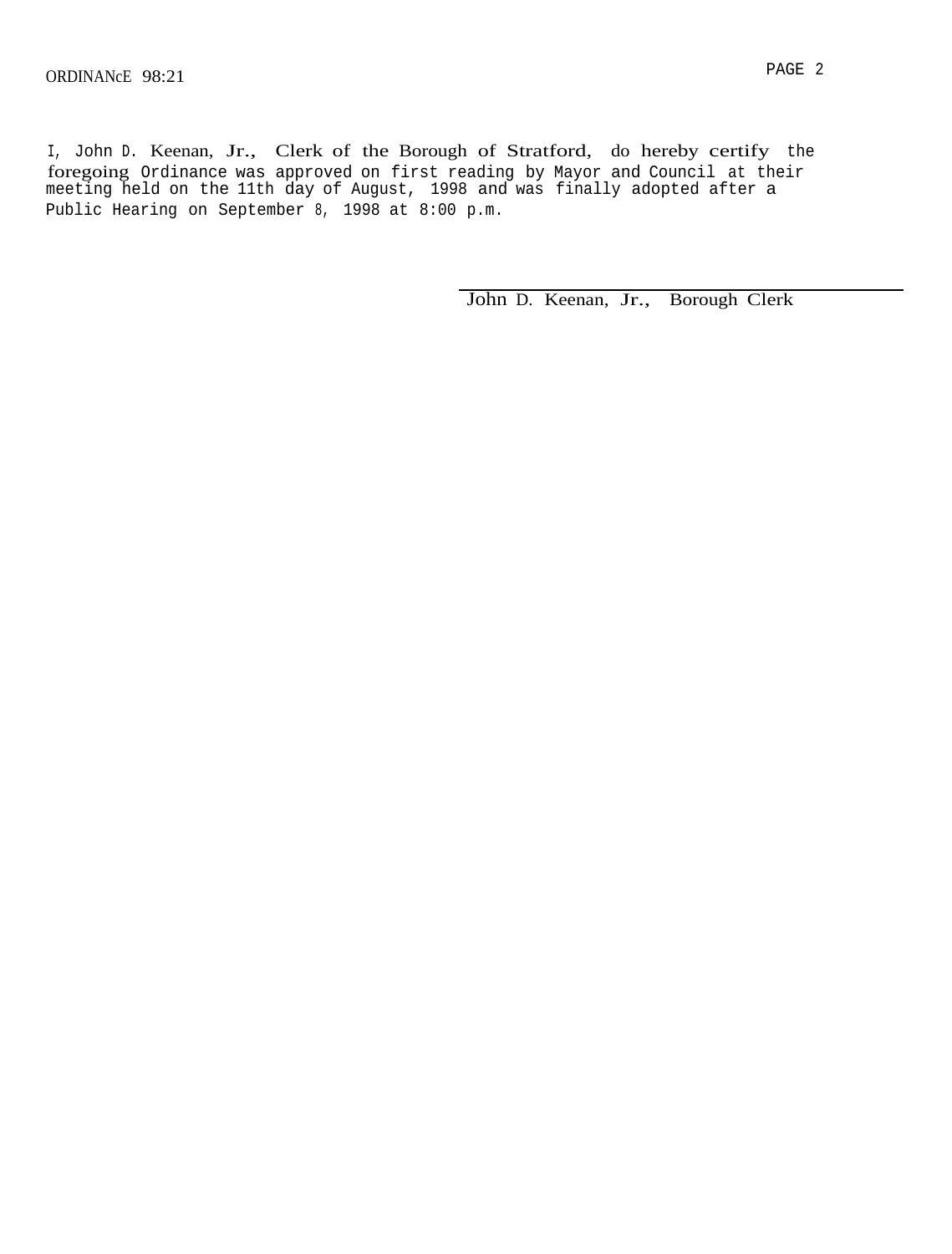I, John D. Keenan, Jr., Clerk of the Borough of Stratford, do hereby certify the foregoing Ordinance was approved on first reading by Mayor and Council at their meeting held on the 11th day of August, 1998 and was finally adopted after a Public Hearing on September 8, 1998 at 8:00 p.m.

John D. Keenan, Jr., Borough Clerk